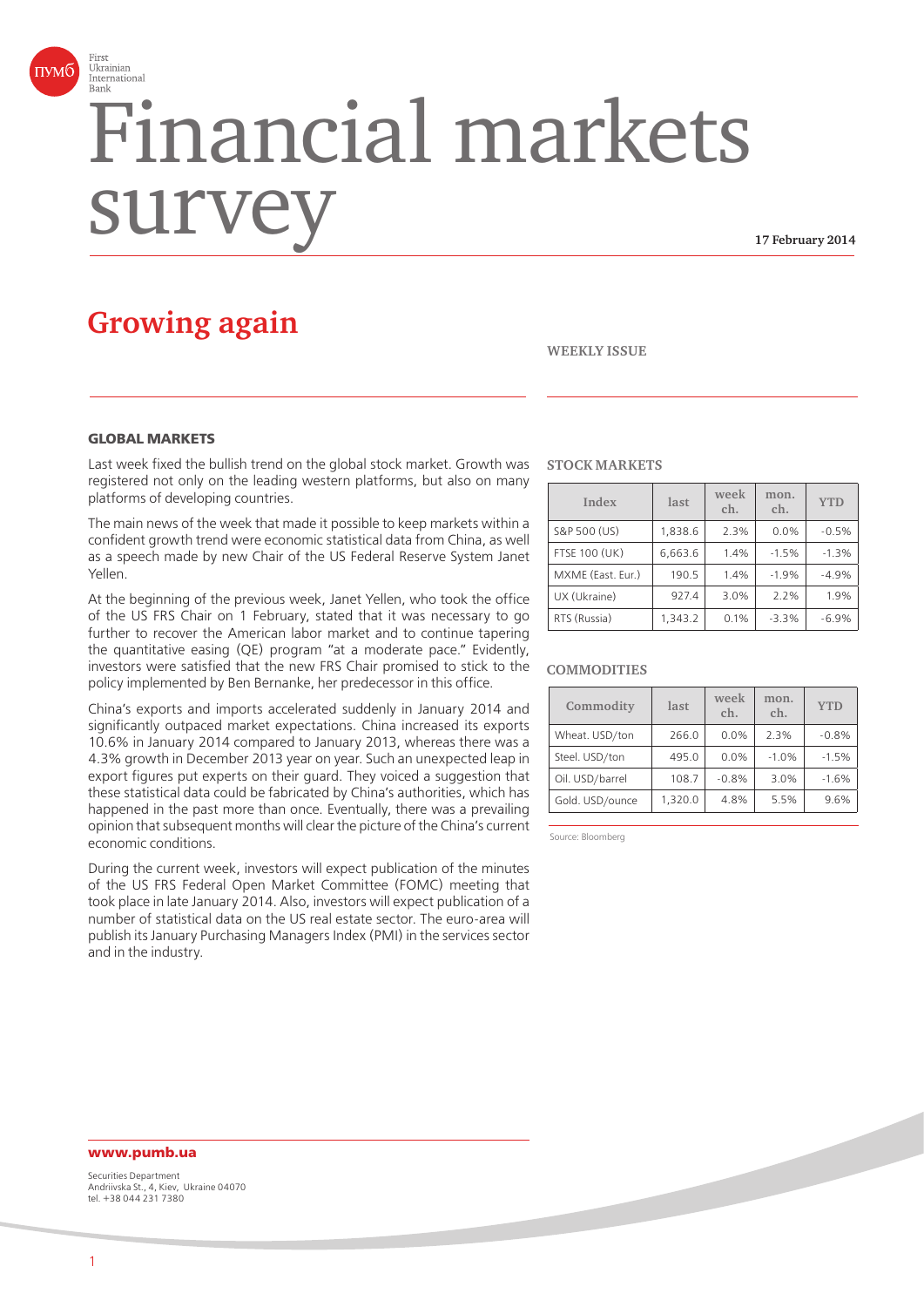First Ukrainian International Bank

# Financial markets survey

17 February 2014

## Growing again

WEEKLY ISSUE

### GLOBAL MARKETS

Last week fixed the bullish trend on the global stock market. Growth was registered not only on the leading western platforms, but also on many platforms of developing countries.

The main news of the week that made it possible to keep markets within a confident growth trend were economic statistical data from China, as well as a speech made by new Chair of the US Federal Reserve System Janet Yellen.

At the beginning of the previous week, Janet Yellen, who took the office of the US FRS Chair on 1 February, stated that it was necessary to go further to recover the American labor market and to continue tapering the quantitative easing (QE) program "at a moderate pace." Evidently, investors were satisfied that the new FRS Chair promised to stick to the policy implemented by Ben Bernanke, her predecessor in this office.

China's exports and imports accelerated suddenly in January 2014 and significantly outpaced market expectations. China increased its exports 10.6% in January 2014 compared to January 2013, whereas there was a 4.3% growth in December 2013 year on year. Such an unexpected leap in export figures put experts on their guard. They voiced a suggestion that these statistical data could be fabricated by China's authorities, which has happened in the past more than once. Eventually, there was a prevailing opinion that subsequent months will clear the picture of the China's current economic conditions.

During the current week, investors will expect publication of the minutes of the US FRS Federal Open Market Committee (FOMC) meeting that took place in late January 2014. Also, investors will expect publication of a number of statistical data on the US real estate sector. The euro-area will publish its January Purchasing Managers Index (PMI) in the services sector and in the industry.

**STOCK MARKETS**

| Index | last | week ch. | mon. ch. | YTD |
|---|---|---|---|---|
| S&P 500 (US) | 1,838.6 | 2.3% | 0.0% | -0.5% |
| FTSE 100 (UK) | 6,663.6 | 1.4% | -1.5% | -1.3% |
| MXME (East. Eur.) | 190.5 | 1.4% | -1.9% | -4.9% |
| UX (Ukraine) | 927.4 | 3.0% | 2.2% | 1.9% |
| RTS (Russia) | 1,343.2 | 0.1% | -3.3% | -6.9% |

**COMMODITIES**

| Commodity | last | week ch. | mon. ch. | YTD |
|---|---|---|---|---|
| Wheat. USD/ton | 266.0 | 0.0% | 2.3% | -0.8% |
| Steel. USD/ton | 495.0 | 0.0% | -1.0% | -1.5% |
| Oil. USD/barrel | 108.7 | -0.8% | 3.0% | -1.6% |
| Gold. USD/ounce | 1,320.0 | 4.8% | 5.5% | 9.6% |

Source: Bloomberg

**www.pumb.ua**

Securities Department
Andriivska St., 4, Kiev, Ukraine 04070
tel. +38 044 231 7380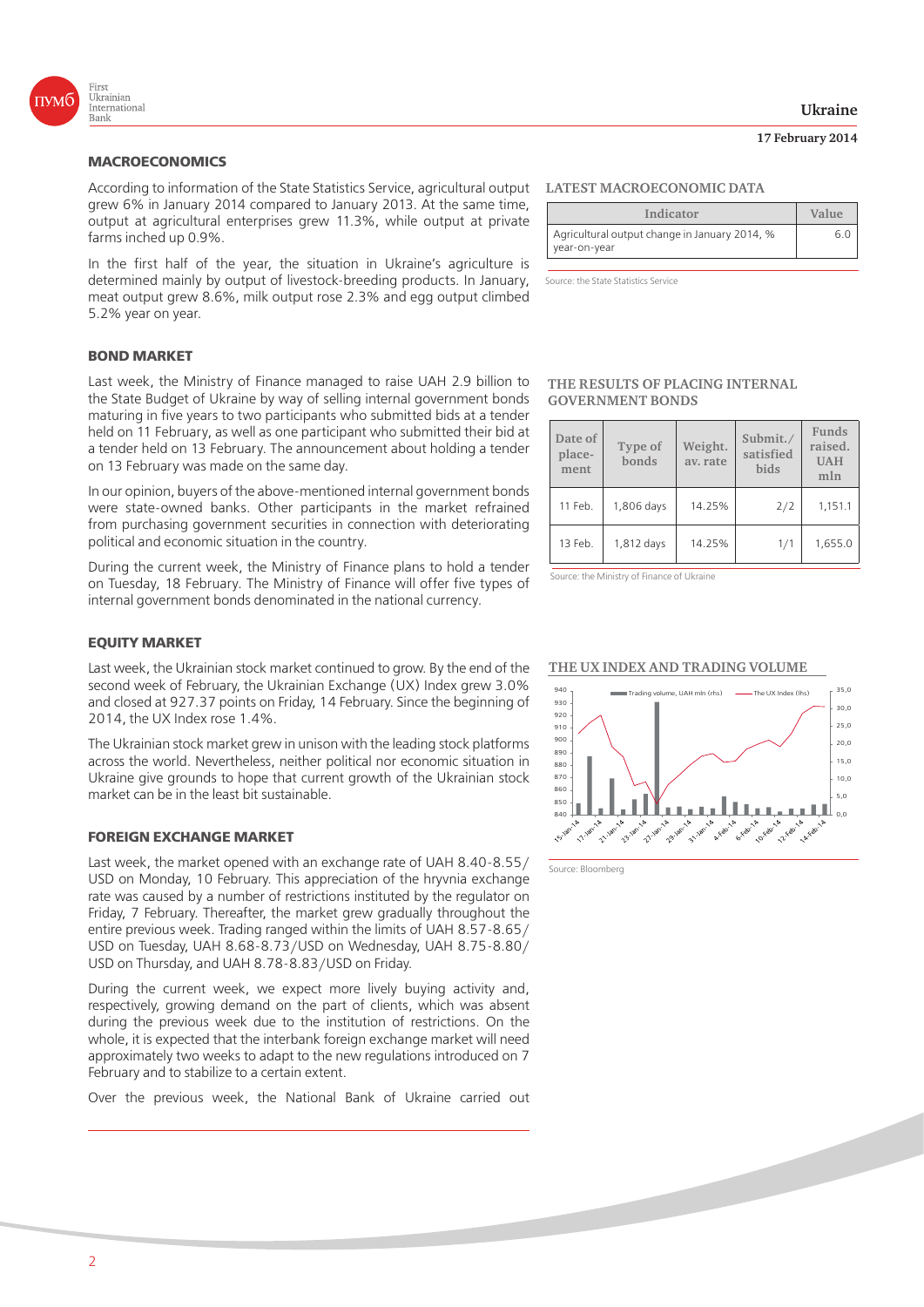## MACROECONOMICS

According to information of the State Statistics Service, agricultural output grew 6% in January 2014 compared to January 2013. At the same time, output at agricultural enterprises grew 11.3%, while output at private farms inched up 0.9%.

In the first half of the year, the situation in Ukraine's agriculture is determined mainly by output of livestock-breeding products. In January, meat output grew 8.6%, milk output rose 2.3% and egg output climbed 5.2% year on year.

### LATEST MACROECONOMIC DATA

| Indicator | Value |
|---|---|
| Agricultural output change in January 2014, % year-on-year | 6.0 |

Source: the State Statistics Service

## BOND MARKET

Last week, the Ministry of Finance managed to raise UAH 2.9 billion to the State Budget of Ukraine by way of selling internal government bonds maturing in five years to two participants who submitted bids at a tender held on 11 February, as well as one participant who submitted their bid at a tender held on 13 February. The announcement about holding a tender on 13 February was made on the same day.

In our opinion, buyers of the above-mentioned internal government bonds were state-owned banks. Other participants in the market refrained from purchasing government securities in connection with deteriorating political and economic situation in the country.

During the current week, the Ministry of Finance plans to hold a tender on Tuesday, 18 February. The Ministry of Finance will offer five types of internal government bonds denominated in the national currency.

### THE RESULTS OF PLACING INTERNAL GOVERNMENT BONDS

| Date of placement | Type of bonds | Weight. av. rate | Submit./ satisfied bids | Funds raised. UAH mln |
|---|---|---|---|---|
| 11 Feb. | 1,806 days | 14.25% | 2/2 | 1,151.1 |
| 13 Feb. | 1,812 days | 14.25% | 1/1 | 1,655.0 |

Source: the Ministry of Finance of Ukraine

## EQUITY MARKET

Last week, the Ukrainian stock market continued to grow. By the end of the second week of February, the Ukrainian Exchange (UX) Index grew 3.0% and closed at 927.37 points on Friday, 14 February. Since the beginning of 2014, the UX Index rose 1.4%.

The Ukrainian stock market grew in unison with the leading stock platforms across the world. Nevertheless, neither political nor economic situation in Ukraine give grounds to hope that current growth of the Ukrainian stock market can be in the least bit sustainable.

### THE UX INDEX AND TRADING VOLUME

Source: Bloomberg

## FOREIGN EXCHANGE MARKET

Last week, the market opened with an exchange rate of UAH 8.40-8.55/USD on Monday, 10 February. This appreciation of the hryvnia exchange rate was caused by a number of restrictions instituted by the regulator on Friday, 7 February. Thereafter, the market grew gradually throughout the entire previous week. Trading ranged within the limits of UAH 8.57-8.65/USD on Tuesday, UAH 8.68-8.73/USD on Wednesday, UAH 8.75-8.80/USD on Thursday, and UAH 8.78-8.83/USD on Friday.

During the current week, we expect more lively buying activity and, respectively, growing demand on the part of clients, which was absent during the previous week due to the institution of restrictions. On the whole, it is expected that the interbank foreign exchange market will need approximately two weeks to adapt to the new regulations introduced on 7 February and to stabilize to a certain extent.

Over the previous week, the National Bank of Ukraine carried out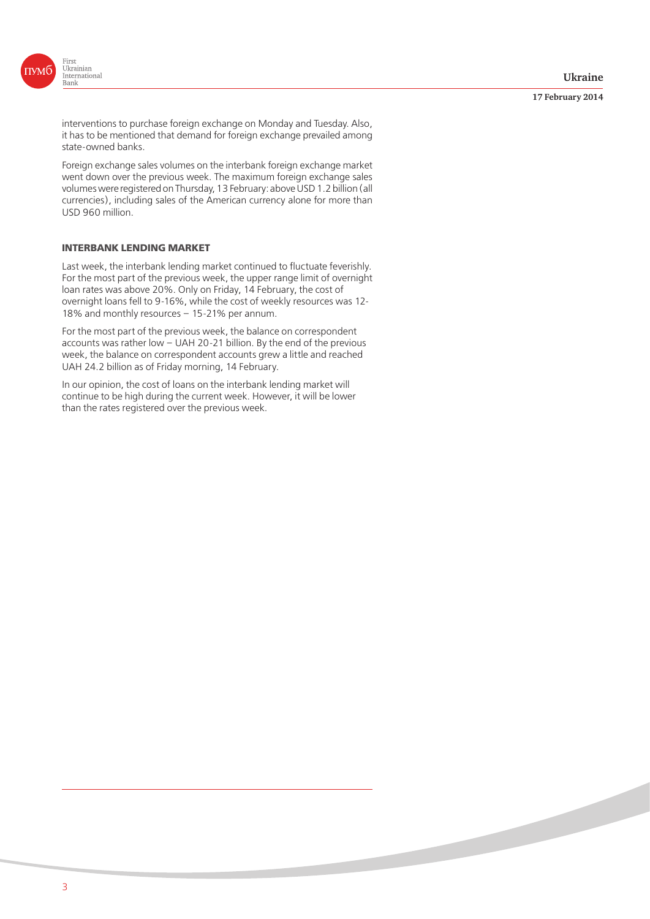interventions to purchase foreign exchange on Monday and Tuesday. Also, it has to be mentioned that demand for foreign exchange prevailed among state-owned banks.

Foreign exchange sales volumes on the interbank foreign exchange market went down over the previous week. The maximum foreign exchange sales volumes were registered on Thursday, 13 February: above USD 1.2 billion (all currencies), including sales of the American currency alone for more than USD 960 million.

## INTERBANK LENDING MARKET

Last week, the interbank lending market continued to fluctuate feverishly. For the most part of the previous week, the upper range limit of overnight loan rates was above 20%. Only on Friday, 14 February, the cost of overnight loans fell to 9-16%, while the cost of weekly resources was 12-18% and monthly resources – 15-21% per annum.

For the most part of the previous week, the balance on correspondent accounts was rather low – UAH 20-21 billion. By the end of the previous week, the balance on correspondent accounts grew a little and reached UAH 24.2 billion as of Friday morning, 14 February.

In our opinion, the cost of loans on the interbank lending market will continue to be high during the current week. However, it will be lower than the rates registered over the previous week.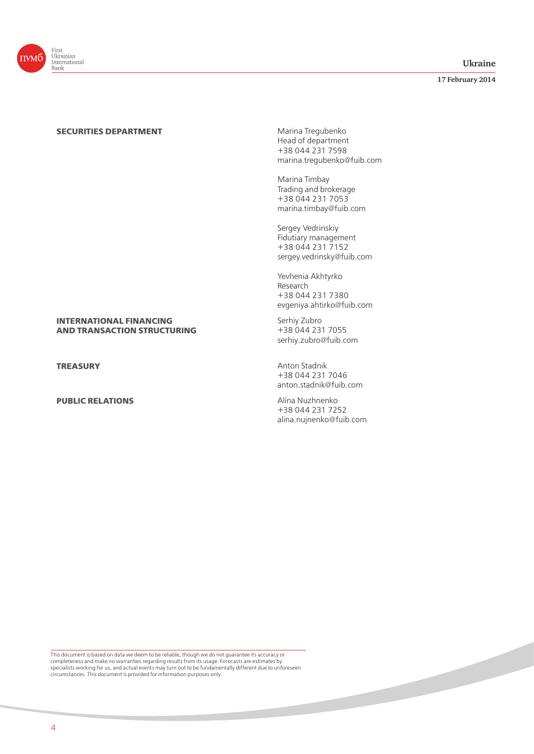**SECURITIES DEPARTMENT**

Marina Tregubenko
Head of department
+38 044 231 7598
marina.tregubenko@fuib.com

Marina Timbay
Trading and brokerage
+38 044 231 7053
marina.timbay@fuib.com

Sergey Vedrinskiy
Fidutiary management
+38 044 231 7152
sergey.vedrinsky@fuib.com

Yevhenia Akhtyrko
Research
+38 044 231 7380
evgeniya.ahtirko@fuib.com

**INTERNATIONAL FINANCING AND TRANSACTION STRUCTURING**

Serhiy Zubro
+38 044 231 7055
serhiy.zubro@fuib.com

**TREASURY**

Anton Stadnik
+38 044 231 7046
anton.stadnik@fuib.com

**PUBLIC RELATIONS**

Alina Nuzhnenko
+38 044 231 7252
alina.nujnenko@fuib.com

This document is based on data we deem to be reliable, though we do not guarantee its accuracy or completeness and make no warranties regarding results from its usage. Forecasts are estimates by specialists working for us, and actual events may turn out to be fundamentally different due to unforeseen circumstances. This document is provided for information purposes only.